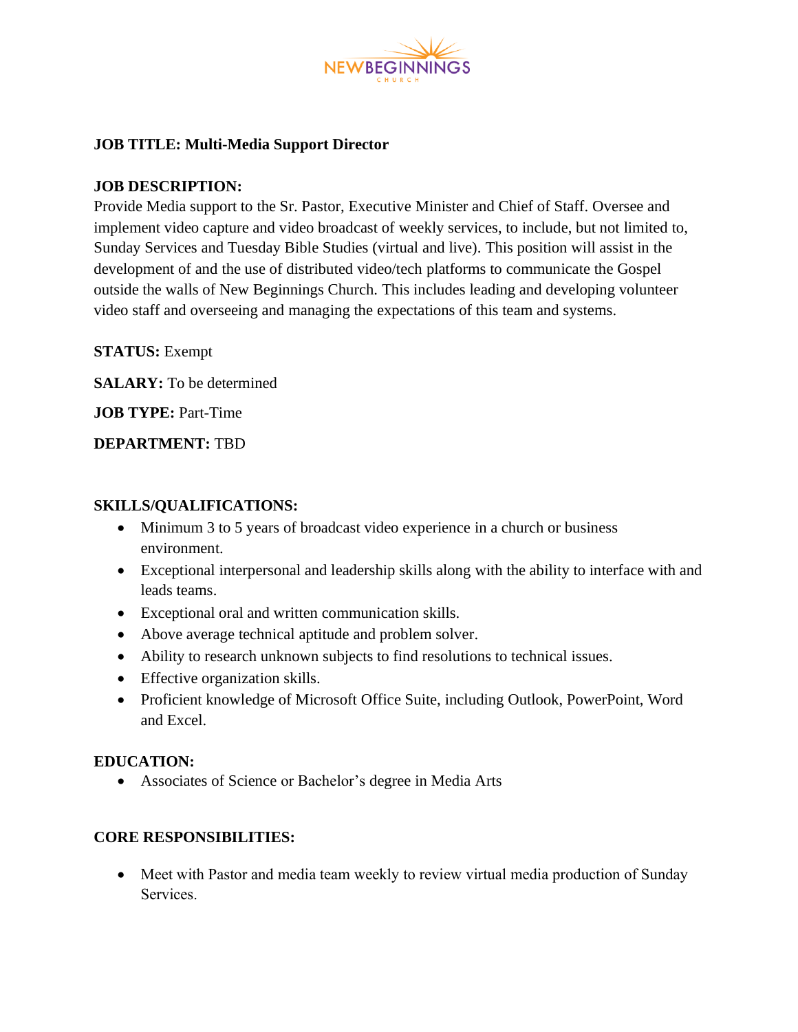NEWBEGINNINGS
CHURCH

**JOB TITLE: Multi-Media Support Director**

**JOB DESCRIPTION:**
Provide Media support to the Sr. Pastor, Executive Minister and Chief of Staff. Oversee and implement video capture and video broadcast of weekly services, to include, but not limited to, Sunday Services and Tuesday Bible Studies (virtual and live). This position will assist in the development of and the use of distributed video/tech platforms to communicate the Gospel outside the walls of New Beginnings Church. This includes leading and developing volunteer video staff and overseeing and managing the expectations of this team and systems.

**STATUS:** Exempt

**SALARY:** To be determined

**JOB TYPE:** Part-Time

**DEPARTMENT:** TBD

**SKILLS/QUALIFICATIONS:**

- Minimum 3 to 5 years of broadcast video experience in a church or business environment.
- Exceptional interpersonal and leadership skills along with the ability to interface with and leads teams.
- Exceptional oral and written communication skills.
- Above average technical aptitude and problem solver.
- Ability to research unknown subjects to find resolutions to technical issues.
- Effective organization skills.
- Proficient knowledge of Microsoft Office Suite, including Outlook, PowerPoint, Word and Excel.

**EDUCATION:**

- Associates of Science or Bachelor's degree in Media Arts

**CORE RESPONSIBILITIES:**

- Meet with Pastor and media team weekly to review virtual media production of Sunday Services.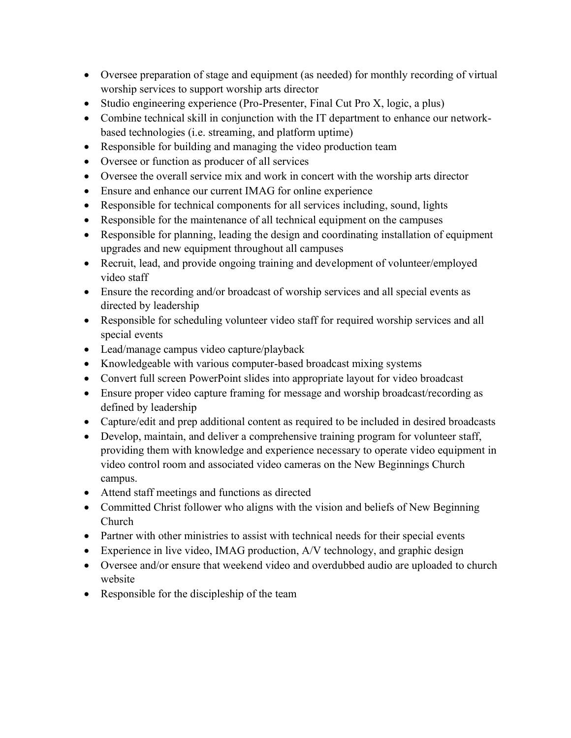- Oversee preparation of stage and equipment (as needed) for monthly recording of virtual worship services to support worship arts director
- Studio engineering experience (Pro-Presenter, Final Cut Pro X, logic, a plus)
- Combine technical skill in conjunction with the IT department to enhance our network-based technologies (i.e. streaming, and platform uptime)
- Responsible for building and managing the video production team
- Oversee or function as producer of all services
- Oversee the overall service mix and work in concert with the worship arts director
- Ensure and enhance our current IMAG for online experience
- Responsible for technical components for all services including, sound, lights
- Responsible for the maintenance of all technical equipment on the campuses
- Responsible for planning, leading the design and coordinating installation of equipment upgrades and new equipment throughout all campuses
- Recruit, lead, and provide ongoing training and development of volunteer/employed video staff
- Ensure the recording and/or broadcast of worship services and all special events as directed by leadership
- Responsible for scheduling volunteer video staff for required worship services and all special events
- Lead/manage campus video capture/playback
- Knowledgeable with various computer-based broadcast mixing systems
- Convert full screen PowerPoint slides into appropriate layout for video broadcast
- Ensure proper video capture framing for message and worship broadcast/recording as defined by leadership
- Capture/edit and prep additional content as required to be included in desired broadcasts
- Develop, maintain, and deliver a comprehensive training program for volunteer staff, providing them with knowledge and experience necessary to operate video equipment in video control room and associated video cameras on the New Beginnings Church campus.
- Attend staff meetings and functions as directed
- Committed Christ follower who aligns with the vision and beliefs of New Beginning Church
- Partner with other ministries to assist with technical needs for their special events
- Experience in live video, IMAG production, A/V technology, and graphic design
- Oversee and/or ensure that weekend video and overdubbed audio are uploaded to church website
- Responsible for the discipleship of the team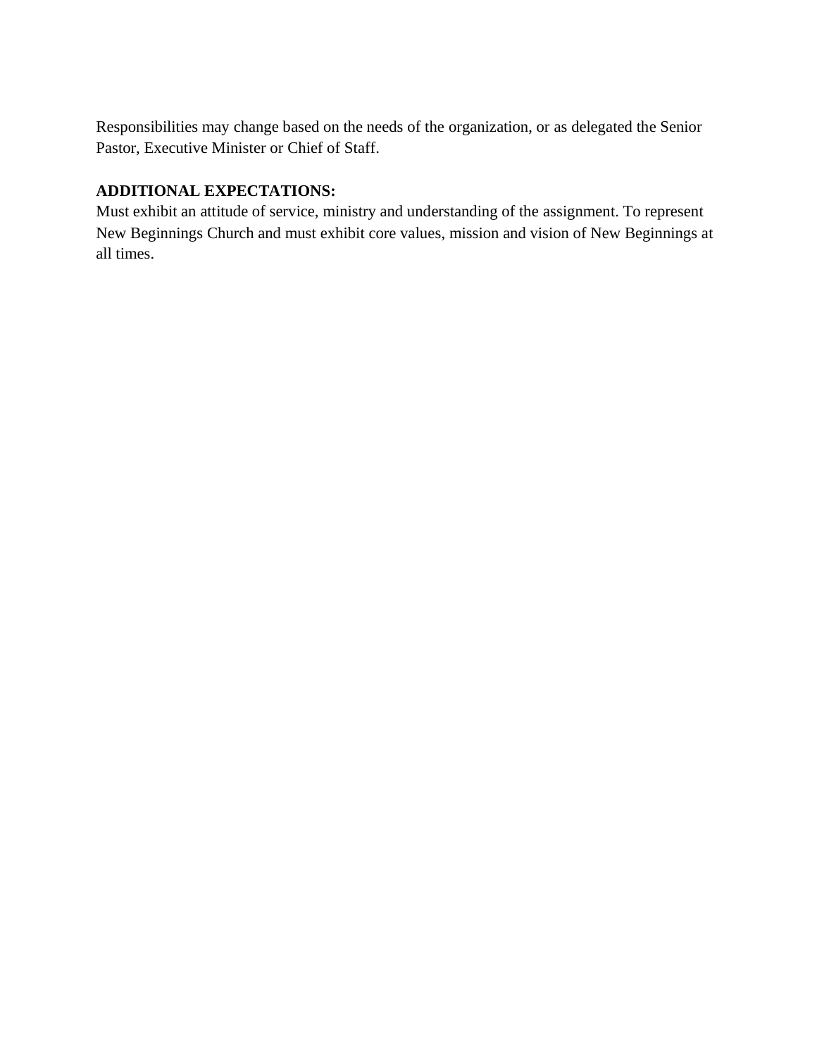Responsibilities may change based on the needs of the organization, or as delegated the Senior Pastor, Executive Minister or Chief of Staff.

**ADDITIONAL EXPECTATIONS:**

Must exhibit an attitude of service, ministry and understanding of the assignment. To represent New Beginnings Church and must exhibit core values, mission and vision of New Beginnings at all times.